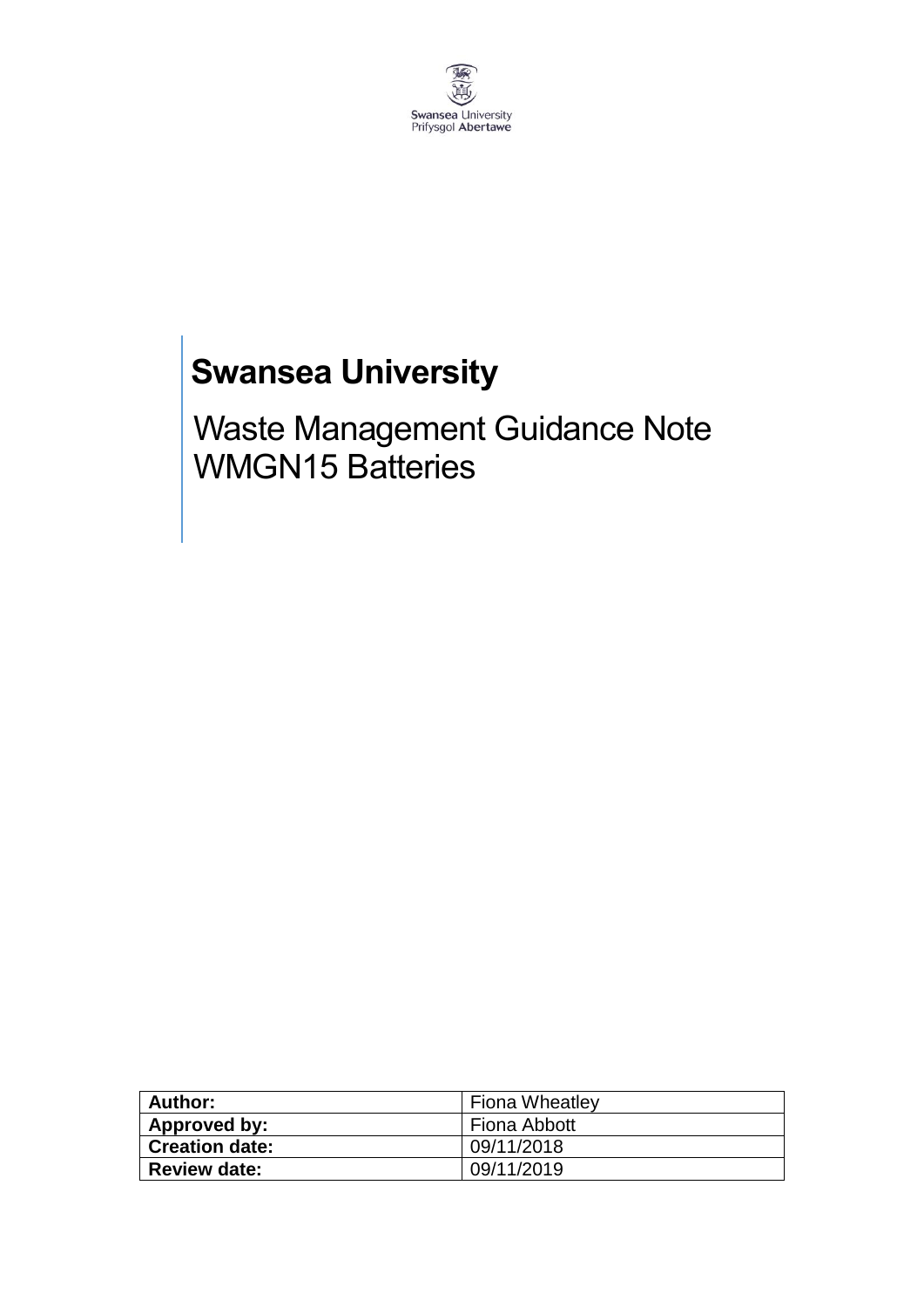# Swansea University

## Waste Management Guidance Note WMGN15 Batteries

| **Author:** | Fiona Wheatley |
|---|---|
| **Approved by:** | Fiona Abbott |
| **Creation date:** | 09/11/2018 |
| **Review date:** | 09/11/2019 |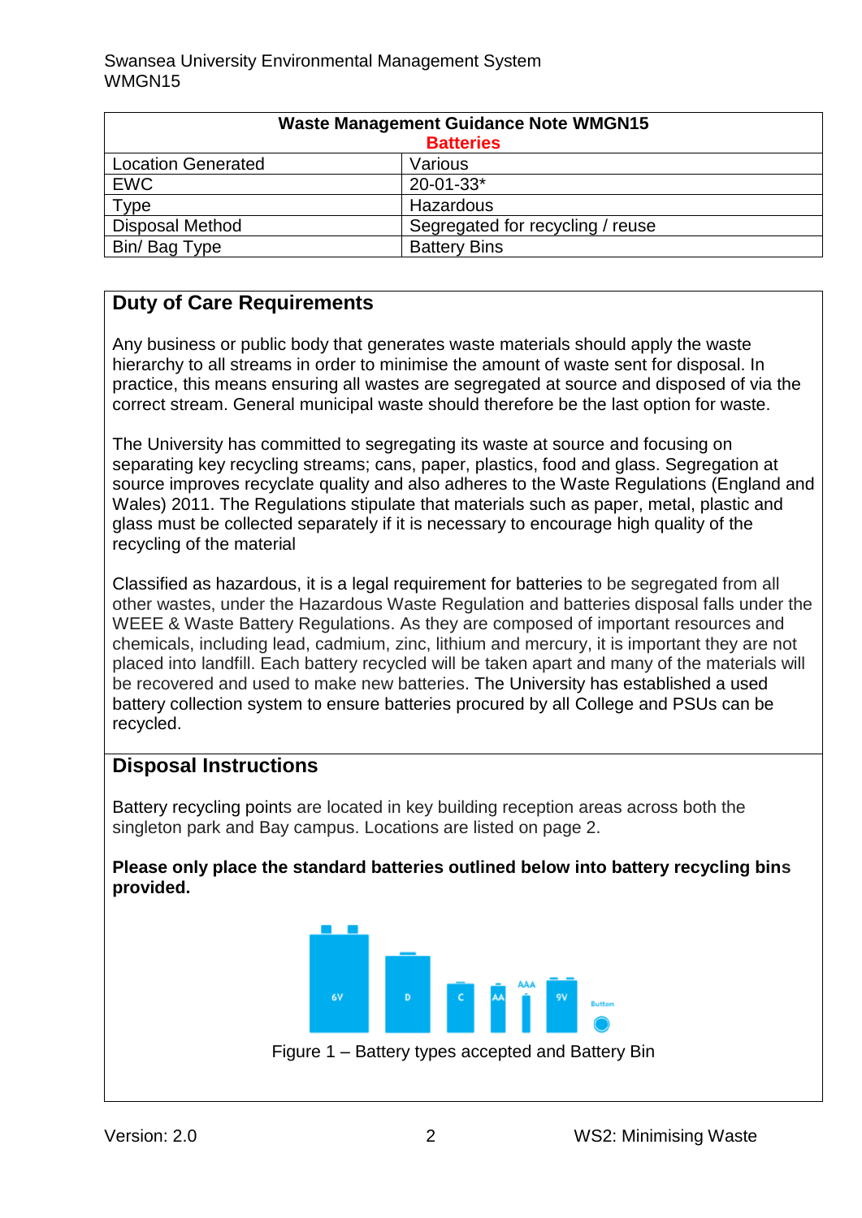| Waste Management Guidance Note WMGN15<br>**Batteries** | |
|---|---|
| Location Generated | Various |
| EWC | 20-01-33* |
| Type | Hazardous |
| Disposal Method | Segregated for recycling / reuse |
| Bin/ Bag Type | Battery Bins |

## Duty of Care Requirements

Any business or public body that generates waste materials should apply the waste hierarchy to all streams in order to minimise the amount of waste sent for disposal. In practice, this means ensuring all wastes are segregated at source and disposed of via the correct stream. General municipal waste should therefore be the last option for waste.

The University has committed to segregating its waste at source and focusing on separating key recycling streams; cans, paper, plastics, food and glass. Segregation at source improves recyclate quality and also adheres to the Waste Regulations (England and Wales) 2011. The Regulations stipulate that materials such as paper, metal, plastic and glass must be collected separately if it is necessary to encourage high quality of the recycling of the material

Classified as hazardous, it is a legal requirement for batteries to be segregated from all other wastes, under the Hazardous Waste Regulation and batteries disposal falls under the WEEE & Waste Battery Regulations. As they are composed of important resources and chemicals, including lead, cadmium, zinc, lithium and mercury, it is important they are not placed into landfill. Each battery recycled will be taken apart and many of the materials will be recovered and used to make new batteries. The University has established a used battery collection system to ensure batteries procured by all College and PSUs can be recycled.

## Disposal Instructions

Battery recycling points are located in key building reception areas across both the singleton park and Bay campus. Locations are listed on page 2.

**Please only place the standard batteries outlined below into battery recycling bins provided.**

6V D C AA AAA 9V Button

Figure 1 – Battery types accepted and Battery Bin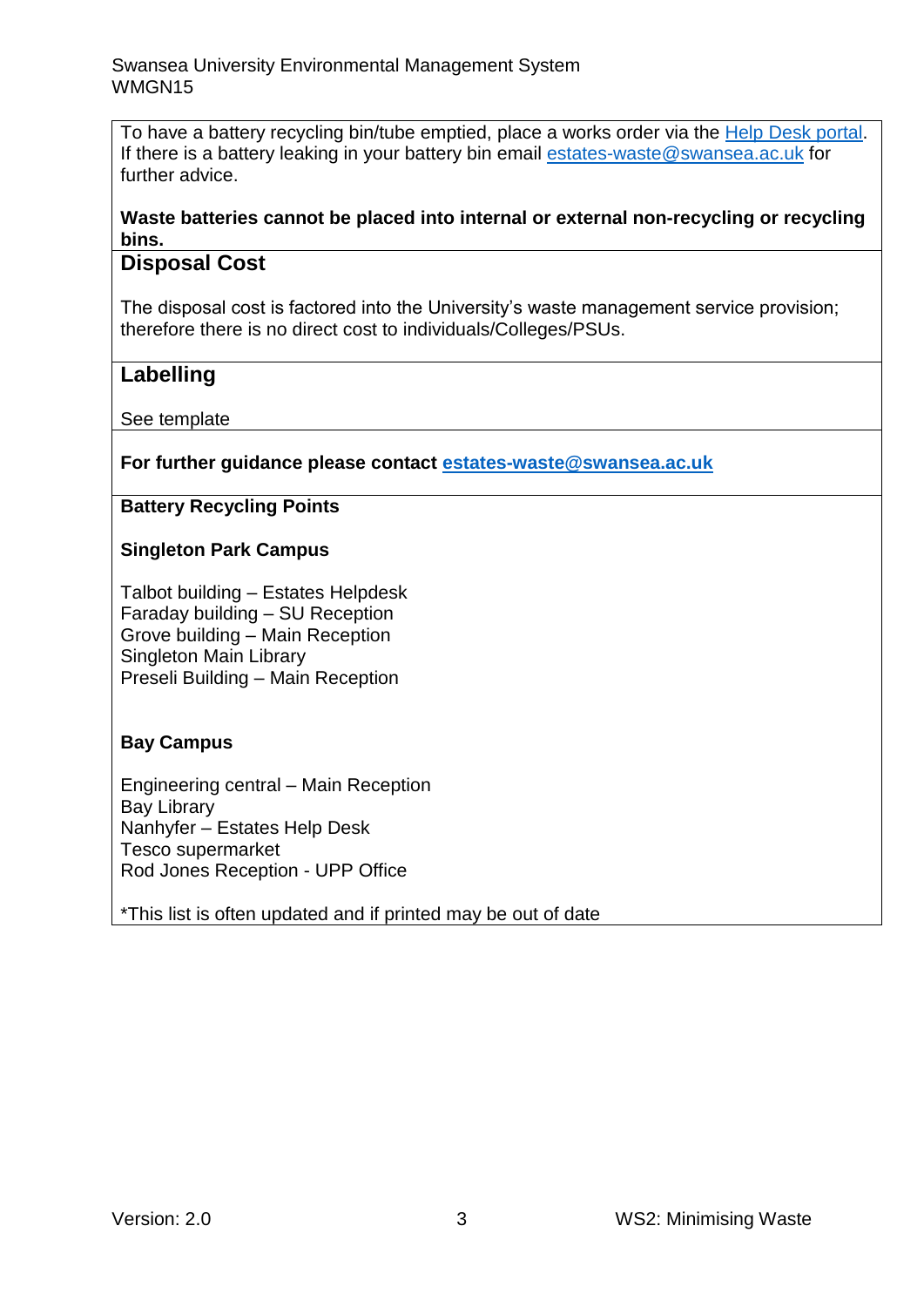To have a battery recycling bin/tube emptied, place a works order via the [Help Desk portal](). If there is a battery leaking in your battery bin email [estates-waste@swansea.ac.uk](mailto:estates-waste@swansea.ac.uk) for further advice.

**Waste batteries cannot be placed into internal or external non-recycling or recycling bins.**

## Disposal Cost

The disposal cost is factored into the University's waste management service provision; therefore there is no direct cost to individuals/Colleges/PSUs.

## Labelling

See template

**For further guidance please contact [estates-waste@swansea.ac.uk](mailto:estates-waste@swansea.ac.uk)**

**Battery Recycling Points**

**Singleton Park Campus**

Talbot building – Estates Helpdesk
Faraday building – SU Reception
Grove building – Main Reception
Singleton Main Library
Preseli Building – Main Reception

**Bay Campus**

Engineering central – Main Reception
Bay Library
Nanhyfer – Estates Help Desk
Tesco supermarket
Rod Jones Reception - UPP Office

*This list is often updated and if printed may be out of date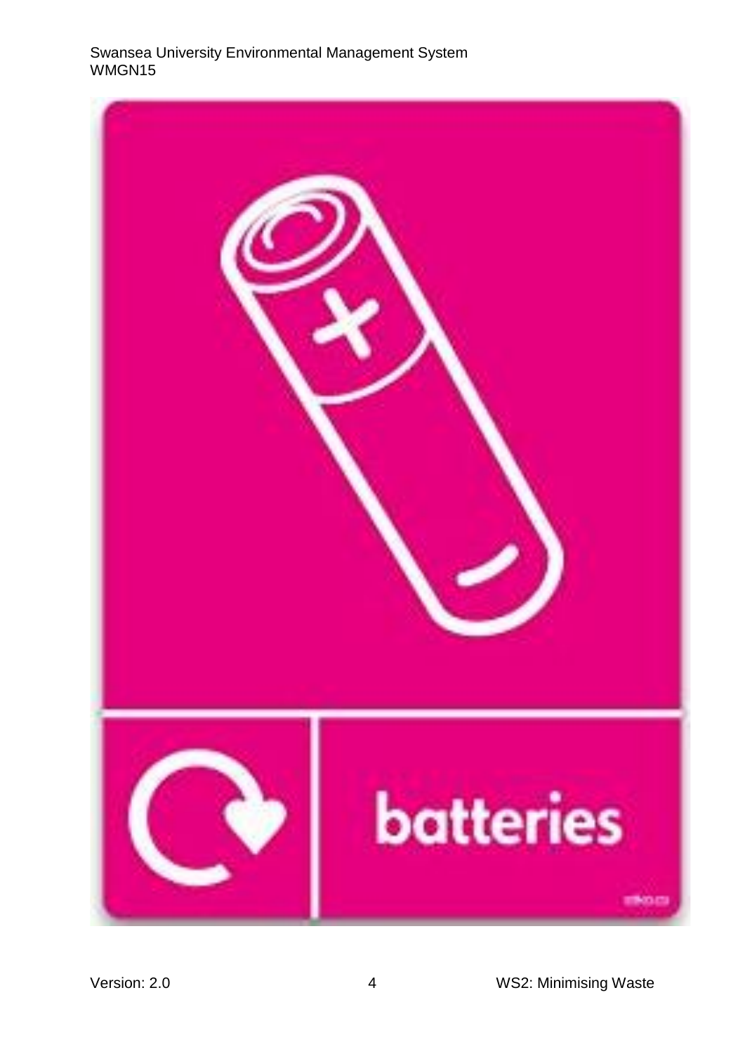batteries